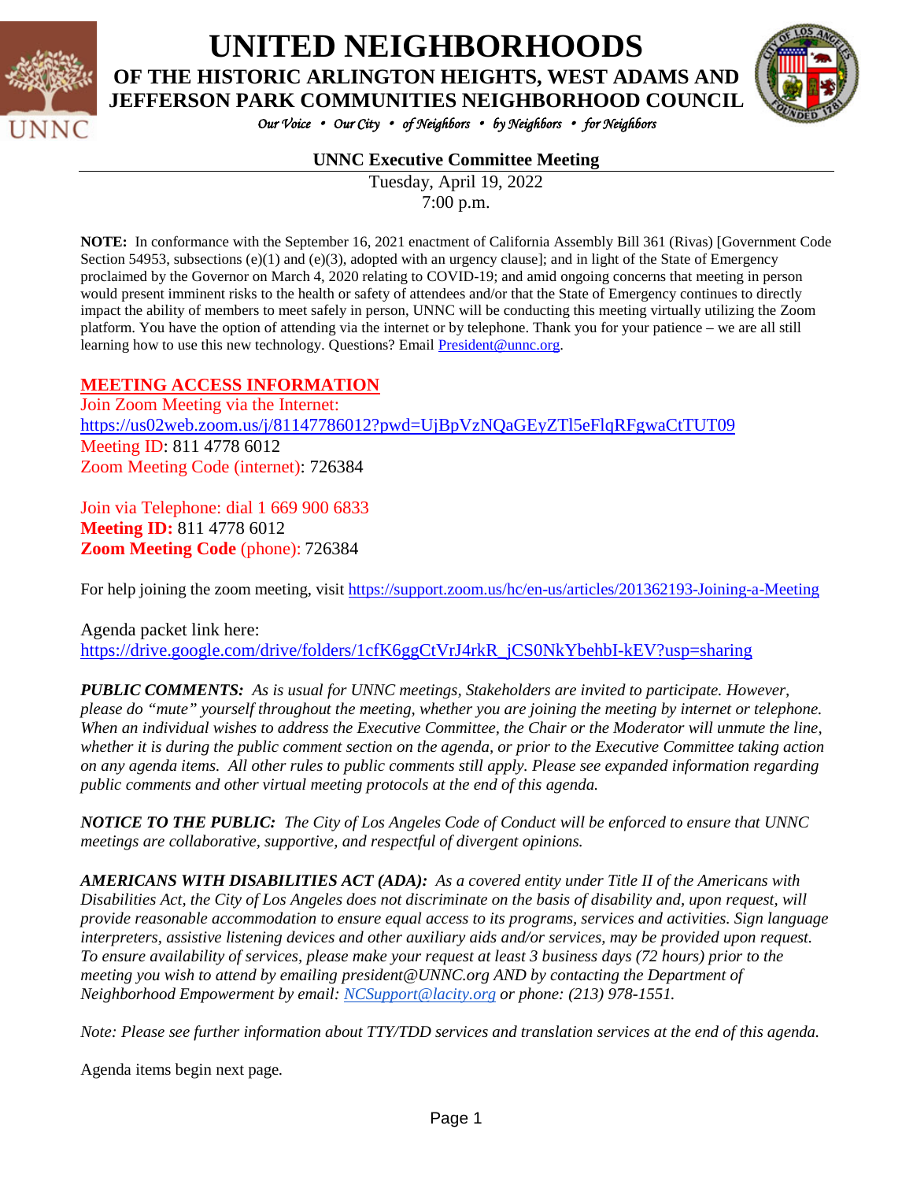# UNITED NEIGHBORHOODS

## OF THE HISTORIC ARLINGTON HEIGHTS, WEST ADAMS AND JEFFERSON PARK COMMUNITIES NEIGHBORHOOD COUNCIL

*Our Voice • Our City • of Neighbors • by Neighbors • for Neighbors*

### UNNC Executive Committee Meeting

Tuesday, April 19, 2022
7:00 p.m.

**NOTE:** In conformance with the September 16, 2021 enactment of California Assembly Bill 361 (Rivas) [Government Code Section 54953, subsections (e)(1) and (e)(3), adopted with an urgency clause]; and in light of the State of Emergency proclaimed by the Governor on March 4, 2020 relating to COVID-19; and amid ongoing concerns that meeting in person would present imminent risks to the health or safety of attendees and/or that the State of Emergency continues to directly impact the ability of members to meet safely in person, UNNC will be conducting this meeting virtually utilizing the Zoom platform. You have the option of attending via the internet or by telephone. Thank you for your patience – we are all still learning how to use this new technology. Questions? Email President@unnc.org.

**MEETING ACCESS INFORMATION**

Join Zoom Meeting via the Internet:
https://us02web.zoom.us/j/81147786012?pwd=UjBpVzNQaGEyZTl5eFlqRFgwaCtTUT09
Meeting ID: 811 4778 6012
Zoom Meeting Code (internet): 726384

Join via Telephone: dial 1 669 900 6833
**Meeting ID:** 811 4778 6012
**Zoom Meeting Code** (phone): 726384

For help joining the zoom meeting, visit https://support.zoom.us/hc/en-us/articles/201362193-Joining-a-Meeting

Agenda packet link here:
https://drive.google.com/drive/folders/1cfK6ggCtVrJ4rkR_jCS0NkYbehbI-kEV?usp=sharing

***PUBLIC COMMENTS:*** *As is usual for UNNC meetings, Stakeholders are invited to participate. However, please do "mute" yourself throughout the meeting, whether you are joining the meeting by internet or telephone. When an individual wishes to address the Executive Committee, the Chair or the Moderator will unmute the line, whether it is during the public comment section on the agenda, or prior to the Executive Committee taking action on any agenda items. All other rules to public comments still apply. Please see expanded information regarding public comments and other virtual meeting protocols at the end of this agenda.*

***NOTICE TO THE PUBLIC:*** *The City of Los Angeles Code of Conduct will be enforced to ensure that UNNC meetings are collaborative, supportive, and respectful of divergent opinions.*

***AMERICANS WITH DISABILITIES ACT (ADA):*** *As a covered entity under Title II of the Americans with Disabilities Act, the City of Los Angeles does not discriminate on the basis of disability and, upon request, will provide reasonable accommodation to ensure equal access to its programs, services and activities. Sign language interpreters, assistive listening devices and other auxiliary aids and/or services, may be provided upon request. To ensure availability of services, please make your request at least 3 business days (72 hours) prior to the meeting you wish to attend by emailing president@UNNC.org AND by contacting the Department of Neighborhood Empowerment by email: NCSupport@lacity.org or phone: (213) 978-1551.*

*Note: Please see further information about TTY/TDD services and translation services at the end of this agenda.*

Agenda items begin next page.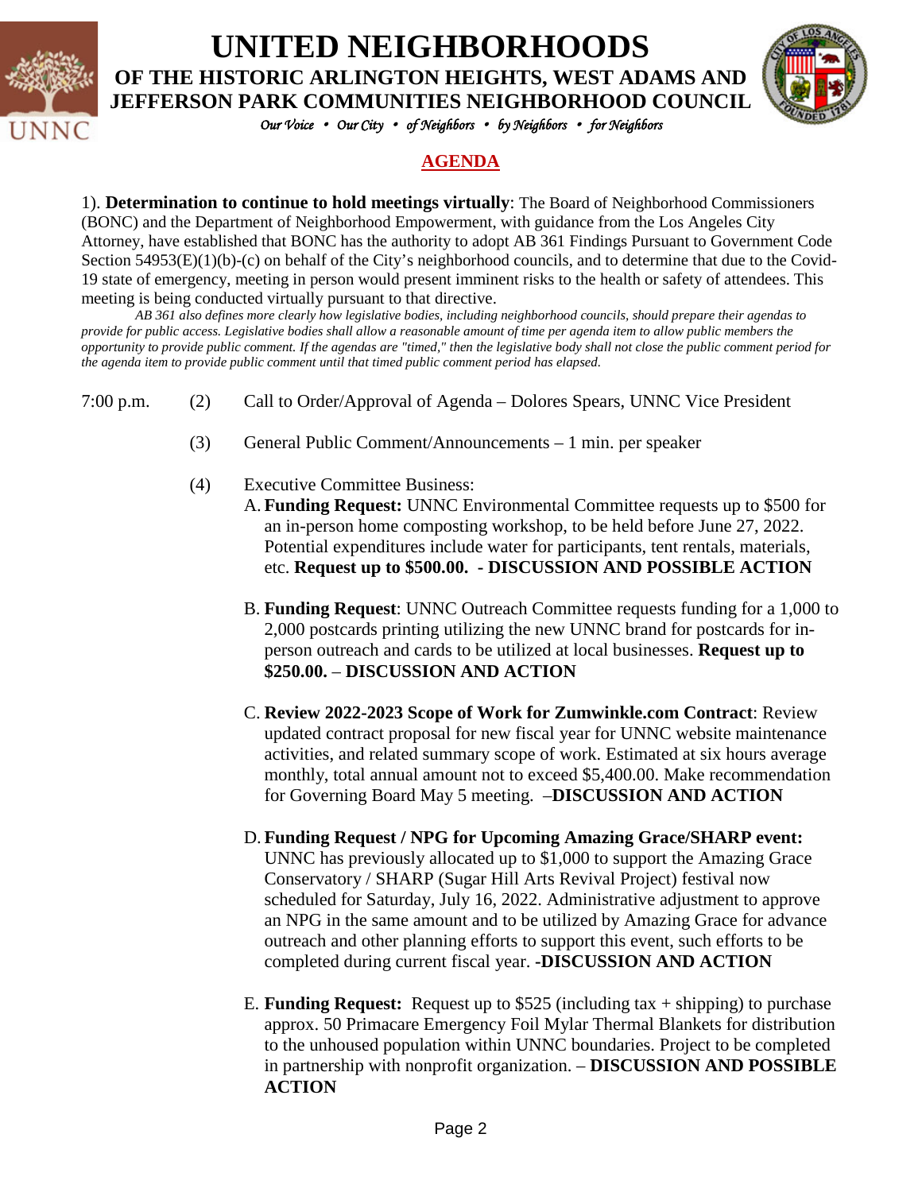# UNITED NEIGHBORHOODS

## OF THE HISTORIC ARLINGTON HEIGHTS, WEST ADAMS AND JEFFERSON PARK COMMUNITIES NEIGHBORHOOD COUNCIL

*Our Voice • Our City • of Neighbors • by Neighbors • for Neighbors*

## AGENDA

1). **Determination to continue to hold meetings virtually**: The Board of Neighborhood Commissioners (BONC) and the Department of Neighborhood Empowerment, with guidance from the Los Angeles City Attorney, have established that BONC has the authority to adopt AB 361 Findings Pursuant to Government Code Section 54953(E)(1)(b)-(c) on behalf of the City's neighborhood councils, and to determine that due to the Covid-19 state of emergency, meeting in person would present imminent risks to the health or safety of attendees. This meeting is being conducted virtually pursuant to that directive.

*AB 361 also defines more clearly how legislative bodies, including neighborhood councils, should prepare their agendas to provide for public access. Legislative bodies shall allow a reasonable amount of time per agenda item to allow public members the opportunity to provide public comment. If the agendas are "timed," then the legislative body shall not close the public comment period for the agenda item to provide public comment until that timed public comment period has elapsed.*

7:00 p.m. (2) Call to Order/Approval of Agenda – Dolores Spears, UNNC Vice President

(3) General Public Comment/Announcements – 1 min. per speaker

(4) Executive Committee Business:

A. **Funding Request:** UNNC Environmental Committee requests up to $500 for an in-person home composting workshop, to be held before June 27, 2022. Potential expenditures include water for participants, tent rentals, materials, etc. **Request up to $500.00. - DISCUSSION AND POSSIBLE ACTION**

B. **Funding Request**: UNNC Outreach Committee requests funding for a 1,000 to 2,000 postcards printing utilizing the new UNNC brand for postcards for in-person outreach and cards to be utilized at local businesses. **Request up to $250.00. – DISCUSSION AND ACTION**

C. **Review 2022-2023 Scope of Work for Zumwinkle.com Contract**: Review updated contract proposal for new fiscal year for UNNC website maintenance activities, and related summary scope of work. Estimated at six hours average monthly, total annual amount not to exceed $5,400.00. Make recommendation for Governing Board May 5 meeting. –**DISCUSSION AND ACTION**

D. **Funding Request / NPG for Upcoming Amazing Grace/SHARP event:** UNNC has previously allocated up to $1,000 to support the Amazing Grace Conservatory / SHARP (Sugar Hill Arts Revival Project) festival now scheduled for Saturday, July 16, 2022. Administrative adjustment to approve an NPG in the same amount and to be utilized by Amazing Grace for advance outreach and other planning efforts to support this event, such efforts to be completed during current fiscal year. **-DISCUSSION AND ACTION**

E. **Funding Request:** Request up to $525 (including tax + shipping) to purchase approx. 50 Primacare Emergency Foil Mylar Thermal Blankets for distribution to the unhoused population within UNNC boundaries. Project to be completed in partnership with nonprofit organization. – **DISCUSSION AND POSSIBLE ACTION**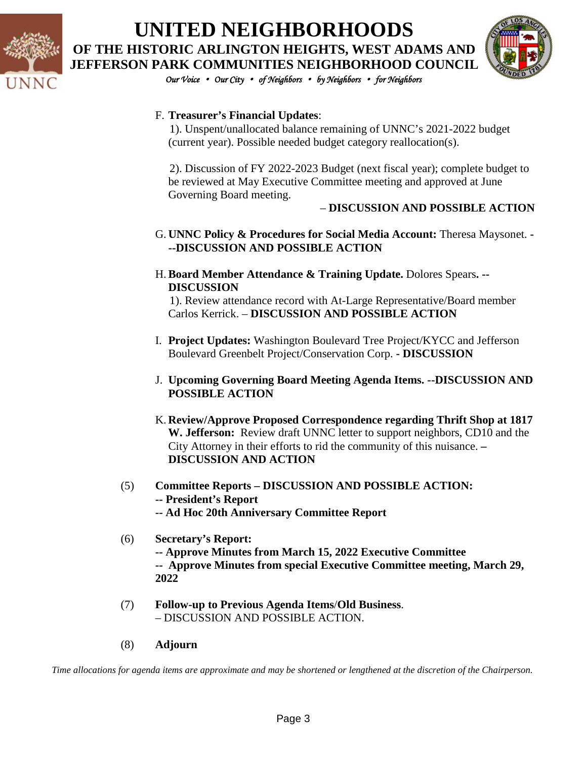F. **Treasurer's Financial Updates**:

1). Unspent/unallocated balance remaining of UNNC's 2021-2022 budget (current year). Possible needed budget category reallocation(s).

2). Discussion of FY 2022-2023 Budget (next fiscal year); complete budget to be reviewed at May Executive Committee meeting and approved at June Governing Board meeting.

– **DISCUSSION AND POSSIBLE ACTION**

G. **UNNC Policy & Procedures for Social Media Account:** Theresa Maysonet. **---DISCUSSION AND POSSIBLE ACTION**

H. **Board Member Attendance & Training Update.** Dolores Spears**. --DISCUSSION**

1). Review attendance record with At-Large Representative/Board member Carlos Kerrick. – **DISCUSSION AND POSSIBLE ACTION**

I. **Project Updates:** Washington Boulevard Tree Project/KYCC and Jefferson Boulevard Greenbelt Project/Conservation Corp. - **DISCUSSION**

J. **Upcoming Governing Board Meeting Agenda Items. --DISCUSSION AND POSSIBLE ACTION**

K. **Review/Approve Proposed Correspondence regarding Thrift Shop at 1817 W. Jefferson:** Review draft UNNC letter to support neighbors, CD10 and the City Attorney in their efforts to rid the community of this nuisance. **– DISCUSSION AND ACTION**

(5) **Committee Reports – DISCUSSION AND POSSIBLE ACTION:**
**-- President's Report**
**-- Ad Hoc 20th Anniversary Committee Report**

(6) **Secretary's Report:**
**-- Approve Minutes from March 15, 2022 Executive Committee**
**-- Approve Minutes from special Executive Committee meeting, March 29, 2022**

(7) **Follow-up to Previous Agenda Items/Old Business**.
– DISCUSSION AND POSSIBLE ACTION.

(8) **Adjourn**

*Time allocations for agenda items are approximate and may be shortened or lengthened at the discretion of the Chairperson.*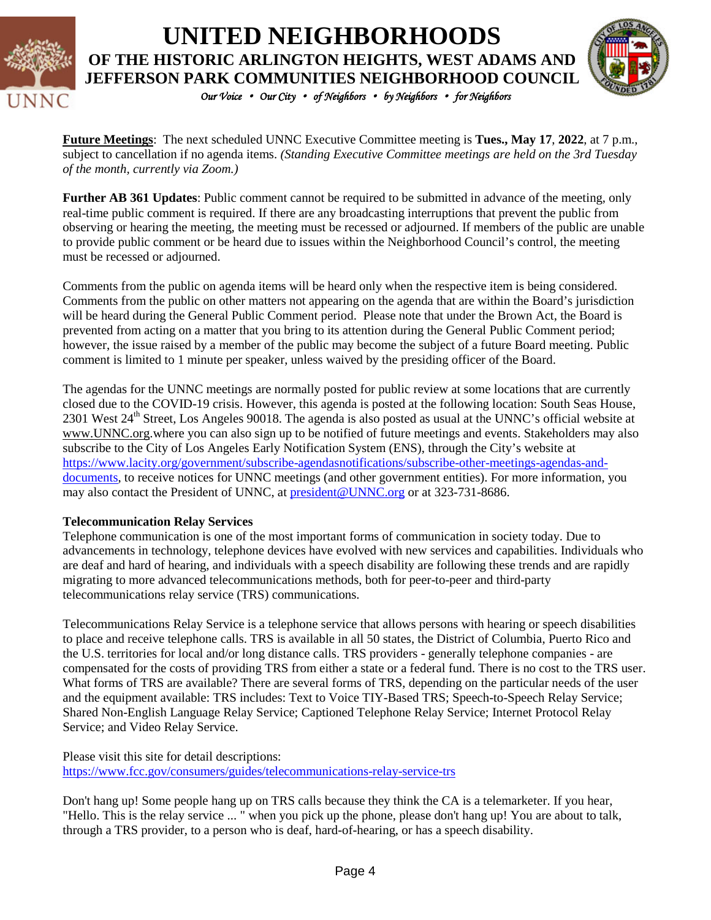**Future Meetings**: The next scheduled UNNC Executive Committee meeting is **Tues., May 17**, **2022**, at 7 p.m., subject to cancellation if no agenda items. *(Standing Executive Committee meetings are held on the 3rd Tuesday of the month, currently via Zoom.)*

**Further AB 361 Updates**: Public comment cannot be required to be submitted in advance of the meeting, only real-time public comment is required. If there are any broadcasting interruptions that prevent the public from observing or hearing the meeting, the meeting must be recessed or adjourned. If members of the public are unable to provide public comment or be heard due to issues within the Neighborhood Council's control, the meeting must be recessed or adjourned.

Comments from the public on agenda items will be heard only when the respective item is being considered. Comments from the public on other matters not appearing on the agenda that are within the Board's jurisdiction will be heard during the General Public Comment period. Please note that under the Brown Act, the Board is prevented from acting on a matter that you bring to its attention during the General Public Comment period; however, the issue raised by a member of the public may become the subject of a future Board meeting. Public comment is limited to 1 minute per speaker, unless waived by the presiding officer of the Board.

The agendas for the UNNC meetings are normally posted for public review at some locations that are currently closed due to the COVID-19 crisis. However, this agenda is posted at the following location: South Seas House, 2301 West 24th Street, Los Angeles 90018. The agenda is also posted as usual at the UNNC's official website at www.UNNC.org.where you can also sign up to be notified of future meetings and events. Stakeholders may also subscribe to the City of Los Angeles Early Notification System (ENS), through the City's website at https://www.lacity.org/government/subscribe-agendasnotifications/subscribe-other-meetings-agendas-and-documents, to receive notices for UNNC meetings (and other government entities). For more information, you may also contact the President of UNNC, at president@UNNC.org or at 323-731-8686.

**Telecommunication Relay Services**

Telephone communication is one of the most important forms of communication in society today. Due to advancements in technology, telephone devices have evolved with new services and capabilities. Individuals who are deaf and hard of hearing, and individuals with a speech disability are following these trends and are rapidly migrating to more advanced telecommunications methods, both for peer-to-peer and third-party telecommunications relay service (TRS) communications.

Telecommunications Relay Service is a telephone service that allows persons with hearing or speech disabilities to place and receive telephone calls. TRS is available in all 50 states, the District of Columbia, Puerto Rico and the U.S. territories for local and/or long distance calls. TRS providers - generally telephone companies - are compensated for the costs of providing TRS from either a state or a federal fund. There is no cost to the TRS user. What forms of TRS are available? There are several forms of TRS, depending on the particular needs of the user and the equipment available: TRS includes: Text to Voice TIY-Based TRS; Speech-to-Speech Relay Service; Shared Non-English Language Relay Service; Captioned Telephone Relay Service; Internet Protocol Relay Service; and Video Relay Service.

Please visit this site for detail descriptions:
https://www.fcc.gov/consumers/guides/telecommunications-relay-service-trs

Don't hang up! Some people hang up on TRS calls because they think the CA is a telemarketer. If you hear, "Hello. This is the relay service ... " when you pick up the phone, please don't hang up! You are about to talk, through a TRS provider, to a person who is deaf, hard-of-hearing, or has a speech disability.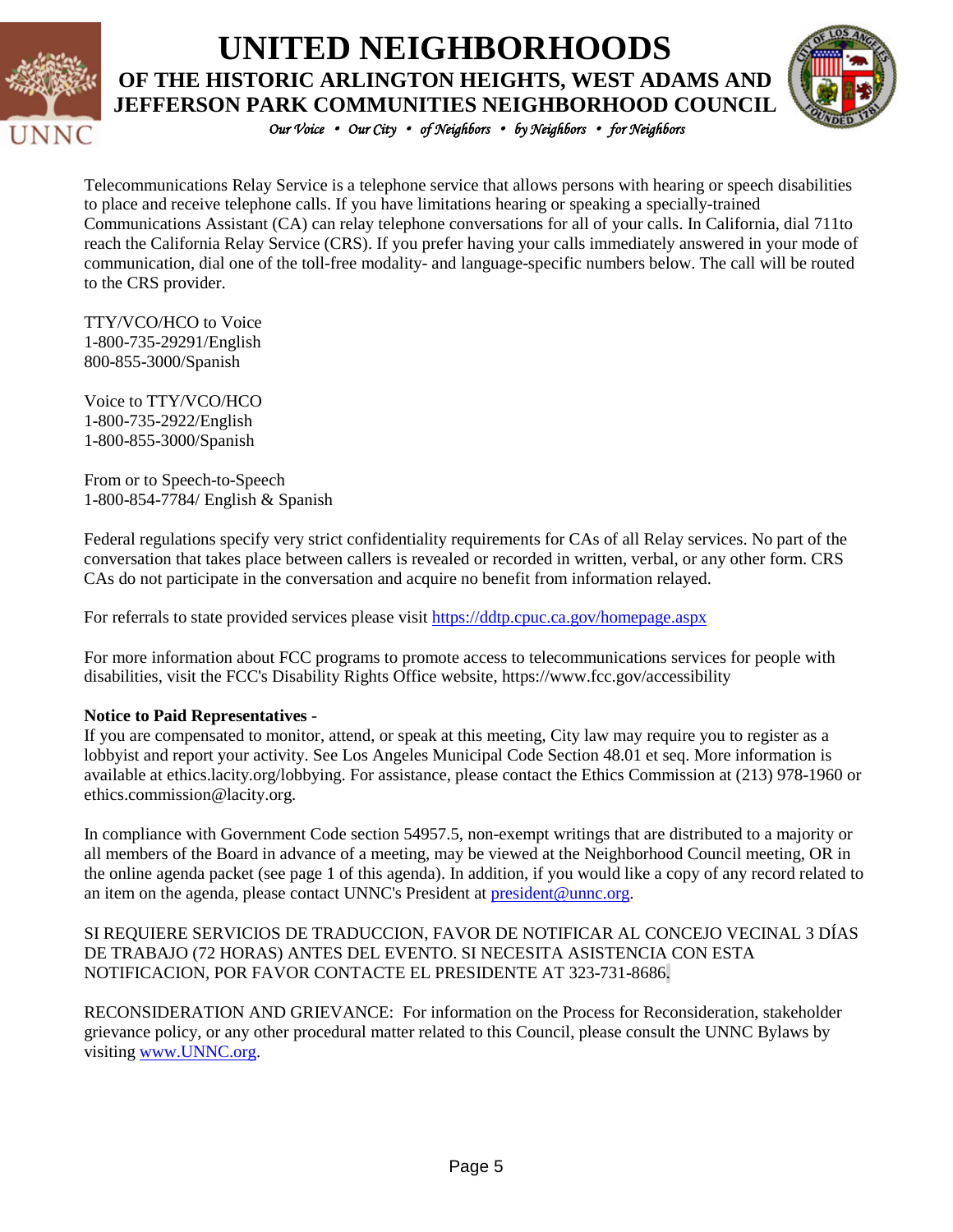Telecommunications Relay Service is a telephone service that allows persons with hearing or speech disabilities to place and receive telephone calls. If you have limitations hearing or speaking a specially-trained Communications Assistant (CA) can relay telephone conversations for all of your calls. In California, dial 711to reach the California Relay Service (CRS). If you prefer having your calls immediately answered in your mode of communication, dial one of the toll-free modality- and language-specific numbers below. The call will be routed to the CRS provider.

TTY/VCO/HCO to Voice
1-800-735-29291/English
800-855-3000/Spanish

Voice to TTY/VCO/HCO
1-800-735-2922/English
1-800-855-3000/Spanish

From or to Speech-to-Speech
1-800-854-7784/ English & Spanish

Federal regulations specify very strict confidentiality requirements for CAs of all Relay services. No part of the conversation that takes place between callers is revealed or recorded in written, verbal, or any other form. CRS CAs do not participate in the conversation and acquire no benefit from information relayed.

For referrals to state provided services please visit https://ddtp.cpuc.ca.gov/homepage.aspx

For more information about FCC programs to promote access to telecommunications services for people with disabilities, visit the FCC's Disability Rights Office website, https://www.fcc.gov/accessibility

**Notice to Paid Representatives** -
If you are compensated to monitor, attend, or speak at this meeting, City law may require you to register as a lobbyist and report your activity. See Los Angeles Municipal Code Section 48.01 et seq. More information is available at ethics.lacity.org/lobbying. For assistance, please contact the Ethics Commission at (213) 978-1960 or ethics.commission@lacity.org.

In compliance with Government Code section 54957.5, non-exempt writings that are distributed to a majority or all members of the Board in advance of a meeting, may be viewed at the Neighborhood Council meeting, OR in the online agenda packet (see page 1 of this agenda). In addition, if you would like a copy of any record related to an item on the agenda, please contact UNNC's President at president@unnc.org.

SI REQUIERE SERVICIOS DE TRADUCCION, FAVOR DE NOTIFICAR AL CONCEJO VECINAL 3 DÍAS DE TRABAJO (72 HORAS) ANTES DEL EVENTO. SI NECESITA ASISTENCIA CON ESTA NOTIFICACION, POR FAVOR CONTACTE EL PRESIDENTE AT 323-731-8686.

RECONSIDERATION AND GRIEVANCE: For information on the Process for Reconsideration, stakeholder grievance policy, or any other procedural matter related to this Council, please consult the UNNC Bylaws by visiting www.UNNC.org.